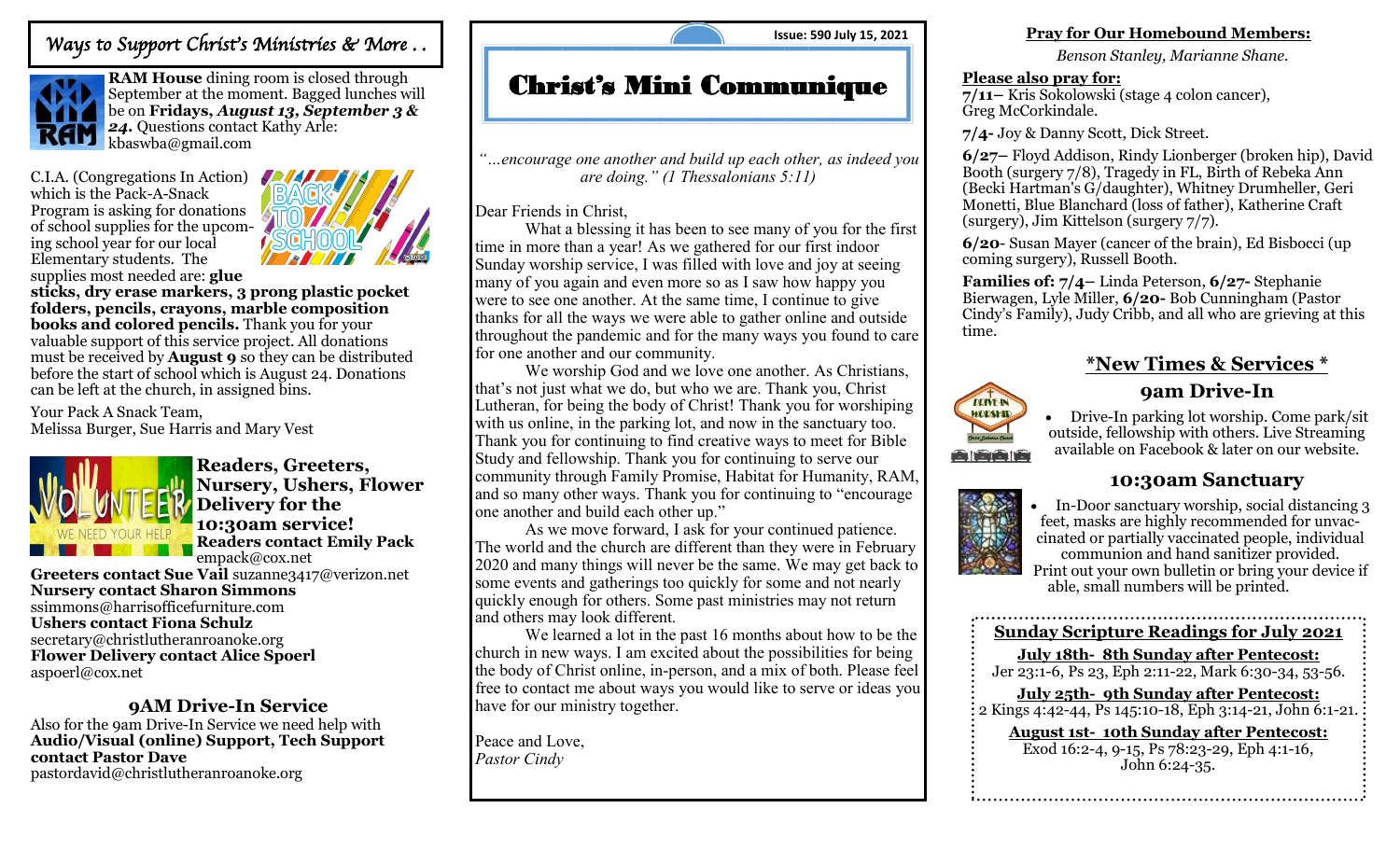# Ways to Support Christ's Ministries & More . .

**RAM House** dining room is closed through September at the moment. Bagged lunches will be on **Fridays, *August 13, September 3 & 24.*** Questions contact Kathy Arle: kbaswba@gmail.com

C.I.A. (Congregations In Action) which is the Pack-A-Snack Program is asking for donations of school supplies for the upcoming school year for our local Elementary students. The supplies most needed are: **glue sticks, dry erase markers, 3 prong plastic pocket folders, pencils, crayons, marble composition books and colored pencils.** Thank you for your valuable support of this service project. All donations must be received by **August 9** so they can be distributed before the start of school which is August 24. Donations can be left at the church, in assigned bins.

Your Pack A Snack Team,
Melissa Burger, Sue Harris and Mary Vest

### Readers, Greeters, Nursery, Ushers, Flower Delivery for the 10:30am service!

**Readers contact Emily Pack** empack@cox.net
**Greeters contact Sue Vail** suzanne3417@verizon.net
**Nursery contact Sharon Simmons** ssimmons@harrisofficefurniture.com
**Ushers contact Fiona Schulz** secretary@christlutheranroanoke.org
**Flower Delivery contact Alice Spoerl** aspoerl@cox.net

### 9AM Drive-In Service

Also for the 9am Drive-In Service we need help with **Audio/Visual (online) Support, Tech Support contact Pastor Dave** pastordavid@christlutheranroanoke.org

Issue: 590 July 15, 2021

# Christ's Mini Communique

*"…encourage one another and build up each other, as indeed you are doing." (1 Thessalonians 5:11)*

Dear Friends in Christ,

What a blessing it has been to see many of you for the first time in more than a year! As we gathered for our first indoor Sunday worship service, I was filled with love and joy at seeing many of you again and even more so as I saw how happy you were to see one another. At the same time, I continue to give thanks for all the ways we were able to gather online and outside throughout the pandemic and for the many ways you found to care for one another and our community.

We worship God and we love one another. As Christians, that's not just what we do, but who we are. Thank you, Christ Lutheran, for being the body of Christ! Thank you for worshiping with us online, in the parking lot, and now in the sanctuary too. Thank you for continuing to find creative ways to meet for Bible Study and fellowship. Thank you for continuing to serve our community through Family Promise, Habitat for Humanity, RAM, and so many other ways. Thank you for continuing to "encourage one another and build each other up."

As we move forward, I ask for your continued patience. The world and the church are different than they were in February 2020 and many things will never be the same. We may get back to some events and gatherings too quickly for some and not nearly quickly enough for others. Some past ministries may not return and others may look different.

We learned a lot in the past 16 months about how to be the church in new ways. I am excited about the possibilities for being the body of Christ online, in-person, and a mix of both. Please feel free to contact me about ways you would like to serve or ideas you have for our ministry together.

Peace and Love,
*Pastor Cindy*

**Pray for Our Homebound Members:**

*Benson Stanley, Marianne Shane.*

**Please also pray for:**

**7/11–** Kris Sokolowski (stage 4 colon cancer), Greg McCorkindale.

**7/4-** Joy & Danny Scott, Dick Street.

**6/27–** Floyd Addison, Rindy Lionberger (broken hip), David Booth (surgery 7/8), Tragedy in FL, Birth of Rebeka Ann (Becki Hartman's G/daughter), Whitney Drumheller, Geri Monetti, Blue Blanchard (loss of father), Katherine Craft (surgery), Jim Kittelson (surgery 7/7).

**6/20**- Susan Mayer (cancer of the brain), Ed Bisbocci (up coming surgery), Russell Booth.

**Families of: 7/4–** Linda Peterson, **6/27-** Stephanie Bierwagen, Lyle Miller, **6/20-** Bob Cunningham (Pastor Cindy's Family), Judy Cribb, and all who are grieving at this time.

## *New Times & Services *

### 9am Drive-In

- Drive-In parking lot worship. Come park/sit outside, fellowship with others. Live Streaming available on Facebook & later on our website.

### 10:30am Sanctuary

- In-Door sanctuary worship, social distancing 3 feet, masks are highly recommended for unvaccinated or partially vaccinated people, individual communion and hand sanitizer provided. Print out your own bulletin or bring your device if able, small numbers will be printed.

**Sunday Scripture Readings for July 2021**

**July 18th- 8th Sunday after Pentecost:**
Jer 23:1-6, Ps 23, Eph 2:11-22, Mark 6:30-34, 53-56.

**July 25th- 9th Sunday after Pentecost:**
2 Kings 4:42-44, Ps 145:10-18, Eph 3:14-21, John 6:1-21.

**August 1st- 10th Sunday after Pentecost:**
Exod 16:2-4, 9-15, Ps 78:23-29, Eph 4:1-16, John 6:24-35.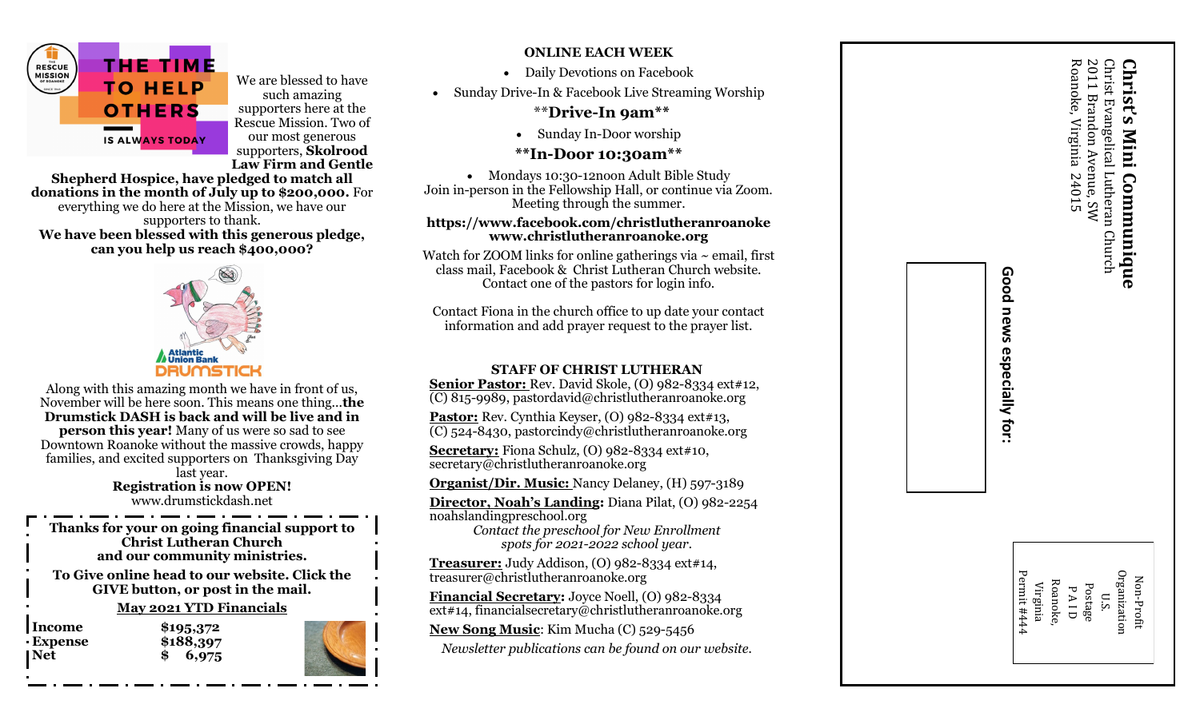We are blessed to have such amazing supporters here at the Rescue Mission. Two of our most generous supporters, **Skolrood Law Firm and Gentle Shepherd Hospice, have pledged to match all donations in the month of July up to $200,000.** For everything we do here at the Mission, we have our supporters to thank.

**We have been blessed with this generous pledge, can you help us reach $400,000?**

Along with this amazing month we have in front of us, November will be here soon. This means one thing...**the Drumstick DASH is back and will be live and in person this year!** Many of us were so sad to see Downtown Roanoke without the massive crowds, happy families, and excited supporters on Thanksgiving Day last year.

**Registration is now OPEN!**

www.drumstickdash.net

**Thanks for your on going financial support to Christ Lutheran Church and our community ministries.**

**To Give online head to our website. Click the GIVE button, or post in the mail.**

**May 2021 YTD Financials**

| | |
|---|---|
| **Income** | **$195,372** |
| **Expense** | **$188,397** |
| **Net** | **$ 6,975** |

## ONLINE EACH WEEK

- Daily Devotions on Facebook
- Sunday Drive-In & Facebook Live Streaming Worship

**\*\*Drive-In 9am\*\***

- Sunday In-Door worship

**\*\*In-Door 10:30am\*\***

- Mondays 10:30-12noon Adult Bible Study

Join in-person in the Fellowship Hall, or continue via Zoom. Meeting through the summer.

**https://www.facebook.com/christlutheranroanoke**
**www.christlutheranroanoke.org**

Watch for ZOOM links for online gatherings via ~ email, first class mail, Facebook & Christ Lutheran Church website. Contact one of the pastors for login info.

Contact Fiona in the church office to up date your contact information and add prayer request to the prayer list.

## STAFF OF CHRIST LUTHERAN

**Senior Pastor:** Rev. David Skole, (O) 982-8334 ext#12, (C) 815-9989, pastordavid@christlutheranroanoke.org

**Pastor:** Rev. Cynthia Keyser, (O) 982-8334 ext#13, (C) 524-8430, pastorcindy@christlutheranroanoke.org

**Secretary:** Fiona Schulz, (O) 982-8334 ext#10, secretary@christlutheranroanoke.org

**Organist/Dir. Music:** Nancy Delaney, (H) 597-3189

**Director, Noah's Landing:** Diana Pilat, (O) 982-2254 noahslandingpreschool.org

*Contact the preschool for New Enrollment spots for 2021-2022 school year.*

**Treasurer:** Judy Addison, (O) 982-8334 ext#14, treasurer@christlutheranroanoke.org

**Financial Secretary:** Joyce Noell, (O) 982-8334 ext#14, financialsecretary@christlutheranroanoke.org

**New Song Music**: Kim Mucha (C) 529-5456

*Newsletter publications can be found on our website.*

**Christ's Mini Communique**
Christ Evangelical Lutheran Church
2011 Brandon Avenue, SW
Roanoke, Virginia 24015

**Good news especially for:**

Non-Profit Organization
U.S. Postage
PAID
Roanoke, Virginia
Permit #444